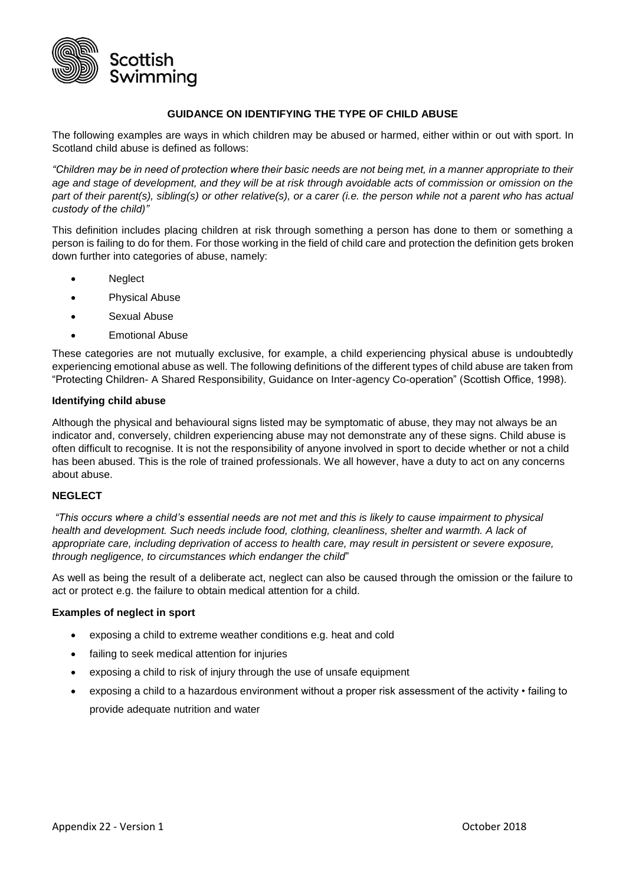Scottish Swimming

## GUIDANCE ON IDENTIFYING THE TYPE OF CHILD ABUSE

The following examples are ways in which children may be abused or harmed, either within or out with sport. In Scotland child abuse is defined as follows:

*"Children may be in need of protection where their basic needs are not being met, in a manner appropriate to their age and stage of development, and they will be at risk through avoidable acts of commission or omission on the part of their parent(s), sibling(s) or other relative(s), or a carer (i.e. the person while not a parent who has actual custody of the child)"*

This definition includes placing children at risk through something a person has done to them or something a person is failing to do for them. For those working in the field of child care and protection the definition gets broken down further into categories of abuse, namely:

- Neglect
- Physical Abuse
- Sexual Abuse
- Emotional Abuse

These categories are not mutually exclusive, for example, a child experiencing physical abuse is undoubtedly experiencing emotional abuse as well. The following definitions of the different types of child abuse are taken from "Protecting Children- A Shared Responsibility, Guidance on Inter-agency Co-operation" (Scottish Office, 1998).

### Identifying child abuse

Although the physical and behavioural signs listed may be symptomatic of abuse, they may not always be an indicator and, conversely, children experiencing abuse may not demonstrate any of these signs. Child abuse is often difficult to recognise. It is not the responsibility of anyone involved in sport to decide whether or not a child has been abused. This is the role of trained professionals. We all however, have a duty to act on any concerns about abuse.

### NEGLECT

*"This occurs where a child's essential needs are not met and this is likely to cause impairment to physical health and development. Such needs include food, clothing, cleanliness, shelter and warmth. A lack of appropriate care, including deprivation of access to health care, may result in persistent or severe exposure, through negligence, to circumstances which endanger the child"*

As well as being the result of a deliberate act, neglect can also be caused through the omission or the failure to act or protect e.g. the failure to obtain medical attention for a child.

### Examples of neglect in sport

- exposing a child to extreme weather conditions e.g. heat and cold
- failing to seek medical attention for injuries
- exposing a child to risk of injury through the use of unsafe equipment
- exposing a child to a hazardous environment without a proper risk assessment of the activity • failing to provide adequate nutrition and water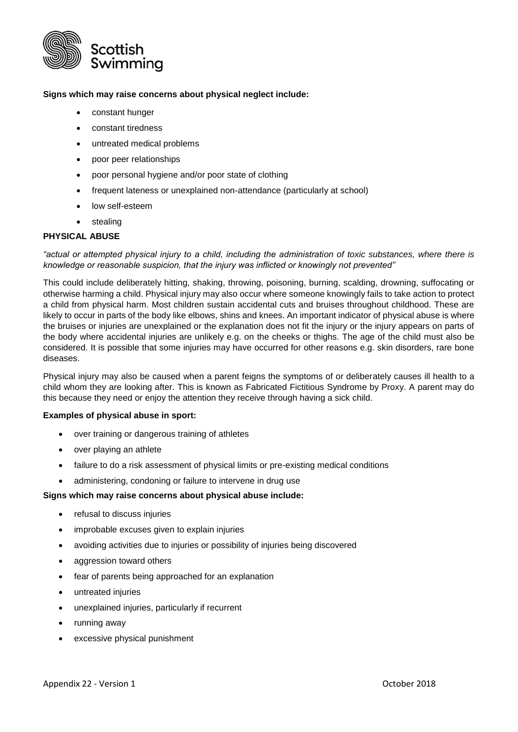**Signs which may raise concerns about physical neglect include:**

- constant hunger
- constant tiredness
- untreated medical problems
- poor peer relationships
- poor personal hygiene and/or poor state of clothing
- frequent lateness or unexplained non-attendance (particularly at school)
- low self-esteem
- stealing

**PHYSICAL ABUSE**

*"actual or attempted physical injury to a child, including the administration of toxic substances, where there is knowledge or reasonable suspicion, that the injury was inflicted or knowingly not prevented"*

This could include deliberately hitting, shaking, throwing, poisoning, burning, scalding, drowning, suffocating or otherwise harming a child. Physical injury may also occur where someone knowingly fails to take action to protect a child from physical harm. Most children sustain accidental cuts and bruises throughout childhood. These are likely to occur in parts of the body like elbows, shins and knees. An important indicator of physical abuse is where the bruises or injuries are unexplained or the explanation does not fit the injury or the injury appears on parts of the body where accidental injuries are unlikely e.g. on the cheeks or thighs. The age of the child must also be considered. It is possible that some injuries may have occurred for other reasons e.g. skin disorders, rare bone diseases.

Physical injury may also be caused when a parent feigns the symptoms of or deliberately causes ill health to a child whom they are looking after. This is known as Fabricated Fictitious Syndrome by Proxy. A parent may do this because they need or enjoy the attention they receive through having a sick child.

**Examples of physical abuse in sport:**

- over training or dangerous training of athletes
- over playing an athlete
- failure to do a risk assessment of physical limits or pre-existing medical conditions
- administering, condoning or failure to intervene in drug use

**Signs which may raise concerns about physical abuse include:**

- refusal to discuss injuries
- improbable excuses given to explain injuries
- avoiding activities due to injuries or possibility of injuries being discovered
- aggression toward others
- fear of parents being approached for an explanation
- untreated injuries
- unexplained injuries, particularly if recurrent
- running away
- excessive physical punishment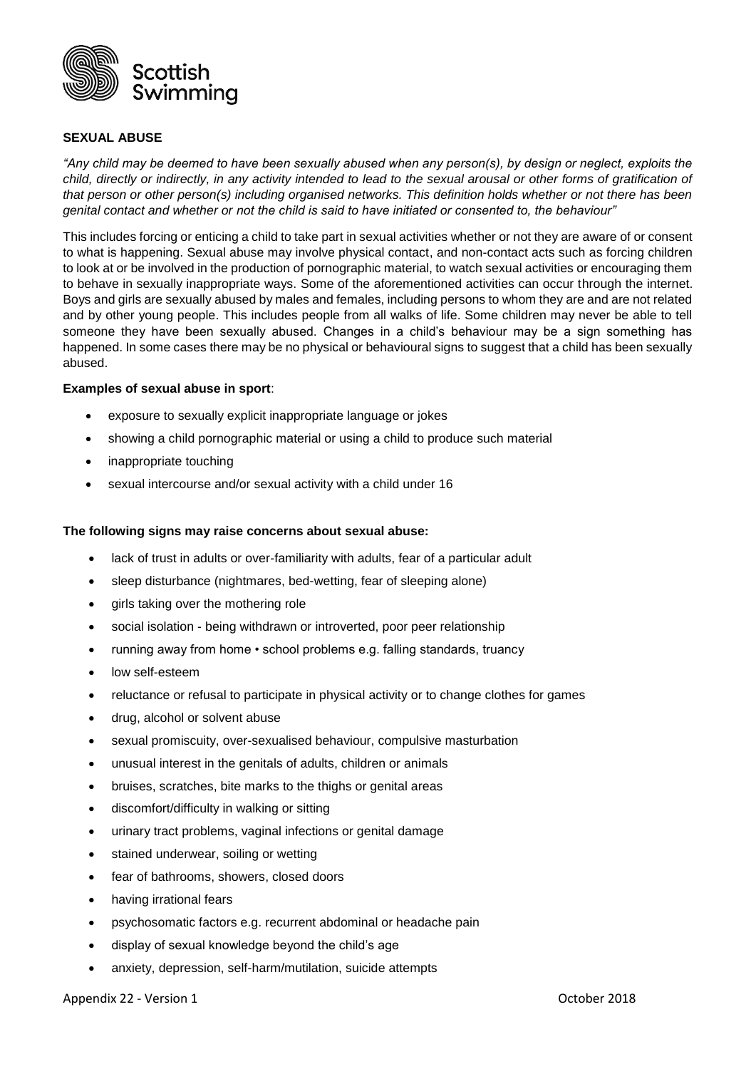## SEXUAL ABUSE

*"Any child may be deemed to have been sexually abused when any person(s), by design or neglect, exploits the child, directly or indirectly, in any activity intended to lead to the sexual arousal or other forms of gratification of that person or other person(s) including organised networks. This definition holds whether or not there has been genital contact and whether or not the child is said to have initiated or consented to, the behaviour"*

This includes forcing or enticing a child to take part in sexual activities whether or not they are aware of or consent to what is happening. Sexual abuse may involve physical contact, and non-contact acts such as forcing children to look at or be involved in the production of pornographic material, to watch sexual activities or encouraging them to behave in sexually inappropriate ways. Some of the aforementioned activities can occur through the internet. Boys and girls are sexually abused by males and females, including persons to whom they are and are not related and by other young people. This includes people from all walks of life. Some children may never be able to tell someone they have been sexually abused. Changes in a child's behaviour may be a sign something has happened. In some cases there may be no physical or behavioural signs to suggest that a child has been sexually abused.

**Examples of sexual abuse in sport**:

- exposure to sexually explicit inappropriate language or jokes
- showing a child pornographic material or using a child to produce such material
- inappropriate touching
- sexual intercourse and/or sexual activity with a child under 16

**The following signs may raise concerns about sexual abuse:**

- lack of trust in adults or over-familiarity with adults, fear of a particular adult
- sleep disturbance (nightmares, bed-wetting, fear of sleeping alone)
- girls taking over the mothering role
- social isolation - being withdrawn or introverted, poor peer relationship
- running away from home • school problems e.g. falling standards, truancy
- low self-esteem
- reluctance or refusal to participate in physical activity or to change clothes for games
- drug, alcohol or solvent abuse
- sexual promiscuity, over-sexualised behaviour, compulsive masturbation
- unusual interest in the genitals of adults, children or animals
- bruises, scratches, bite marks to the thighs or genital areas
- discomfort/difficulty in walking or sitting
- urinary tract problems, vaginal infections or genital damage
- stained underwear, soiling or wetting
- fear of bathrooms, showers, closed doors
- having irrational fears
- psychosomatic factors e.g. recurrent abdominal or headache pain
- display of sexual knowledge beyond the child's age
- anxiety, depression, self-harm/mutilation, suicide attempts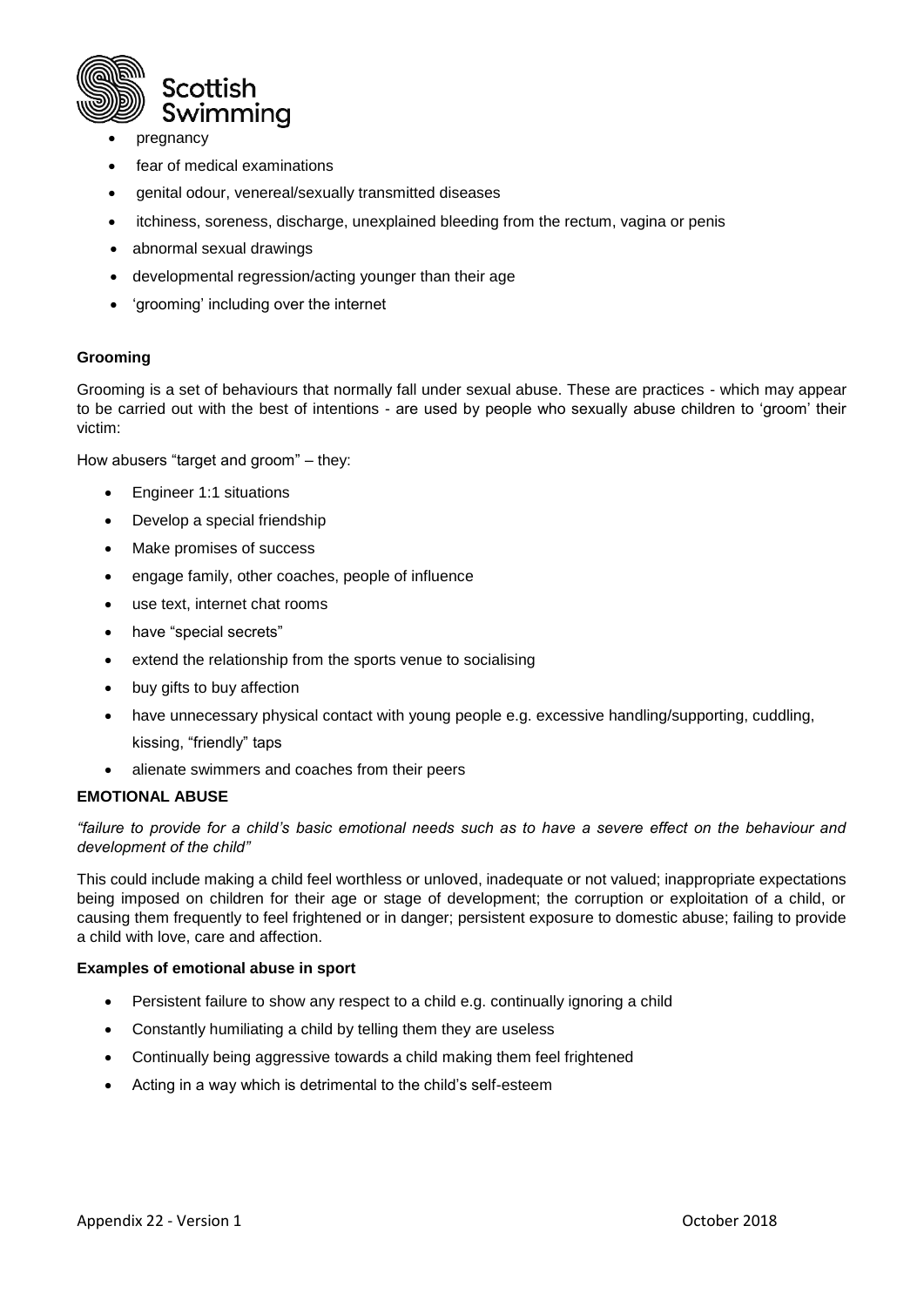- pregnancy
- fear of medical examinations
- genital odour, venereal/sexually transmitted diseases
- itchiness, soreness, discharge, unexplained bleeding from the rectum, vagina or penis
- abnormal sexual drawings
- developmental regression/acting younger than their age
- 'grooming' including over the internet

**Grooming**

Grooming is a set of behaviours that normally fall under sexual abuse. These are practices - which may appear to be carried out with the best of intentions - are used by people who sexually abuse children to 'groom' their victim:

How abusers "target and groom" – they:

- Engineer 1:1 situations
- Develop a special friendship
- Make promises of success
- engage family, other coaches, people of influence
- use text, internet chat rooms
- have "special secrets"
- extend the relationship from the sports venue to socialising
- buy gifts to buy affection
- have unnecessary physical contact with young people e.g. excessive handling/supporting, cuddling, kissing, "friendly" taps
- alienate swimmers and coaches from their peers

**EMOTIONAL ABUSE**

*"failure to provide for a child's basic emotional needs such as to have a severe effect on the behaviour and development of the child"*

This could include making a child feel worthless or unloved, inadequate or not valued; inappropriate expectations being imposed on children for their age or stage of development; the corruption or exploitation of a child, or causing them frequently to feel frightened or in danger; persistent exposure to domestic abuse; failing to provide a child with love, care and affection.

**Examples of emotional abuse in sport**

- Persistent failure to show any respect to a child e.g. continually ignoring a child
- Constantly humiliating a child by telling them they are useless
- Continually being aggressive towards a child making them feel frightened
- Acting in a way which is detrimental to the child's self-esteem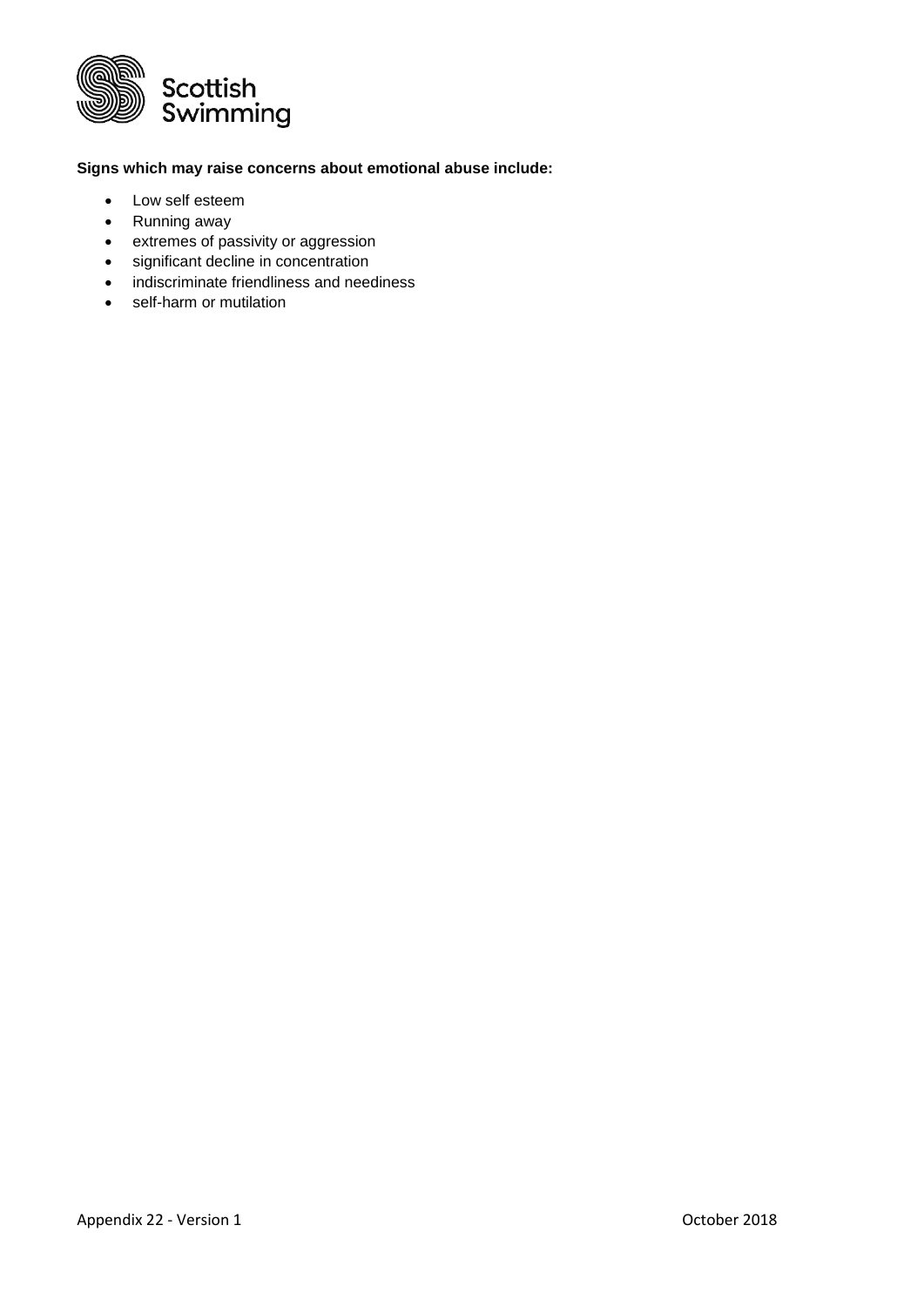**Signs which may raise concerns about emotional abuse include:**

- Low self esteem
- Running away
- extremes of passivity or aggression
- significant decline in concentration
- indiscriminate friendliness and neediness
- self-harm or mutilation